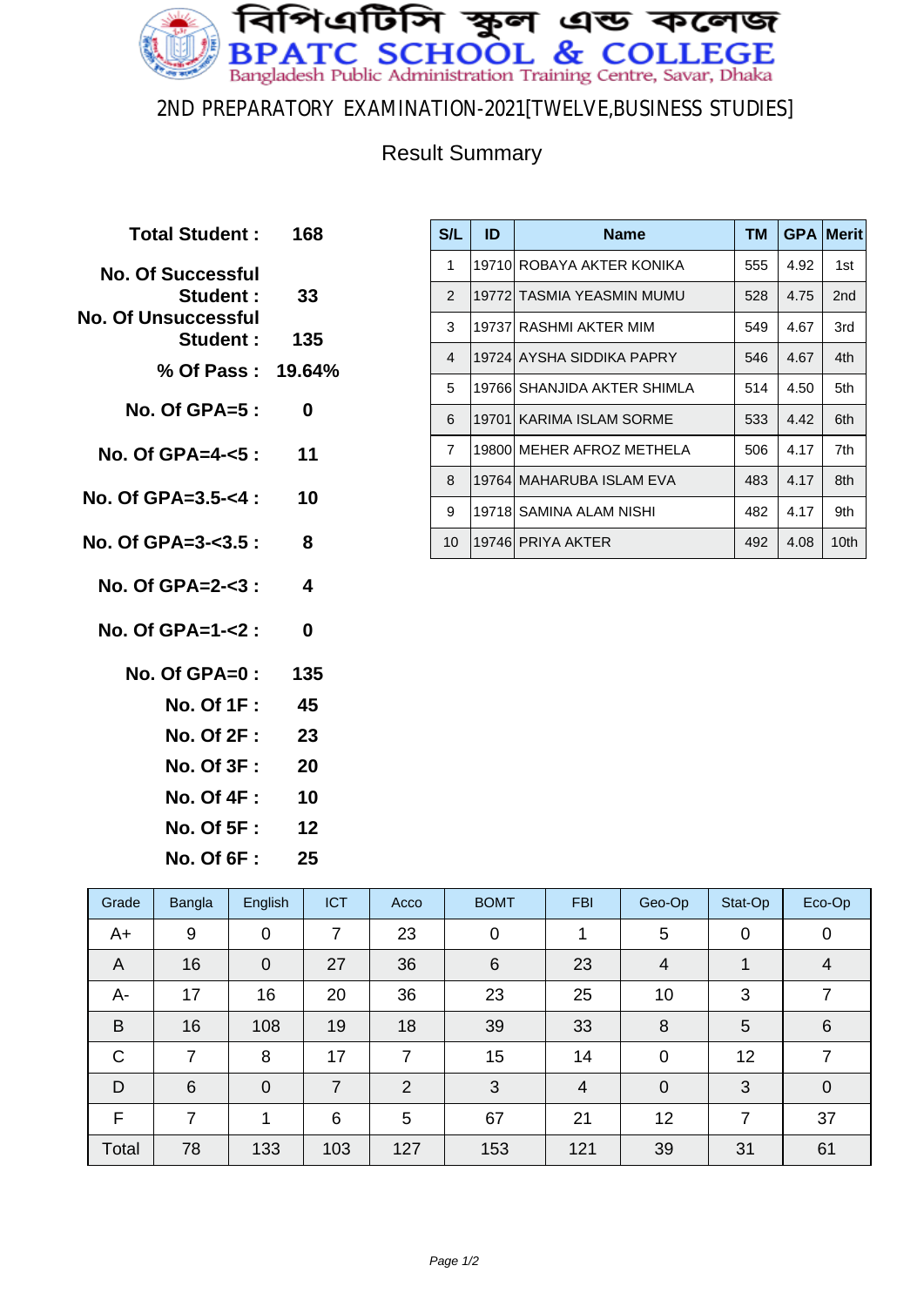# বিপিএটিসি স্কুল এন্ড কলেজ

# BPATC SCHOOL & COLLEGE

Bangladesh Public Administration Training Centre, Savar, Dhaka

## 2ND PREPARATORY EXAMINATION-2021[TWELVE,BUSINESS STUDIES]

### Result Summary

| | |
|---|---|
| **Total Student :** | **168** |
| **No. Of Successful Student :** | **33** |
| **No. Of Unsuccessful Student :** | **135** |
| **% Of Pass :** | **19.64%** |
| **No. Of GPA=5 :** | **0** |
| **No. Of GPA=4-<5 :** | **11** |
| **No. Of GPA=3.5-<4 :** | **10** |
| **No. Of GPA=3-<3.5 :** | **8** |
| **No. Of GPA=2-<3 :** | **4** |
| **No. Of GPA=1-<2 :** | **0** |
| **No. Of GPA=0 :** | **135** |
| **No. Of 1F :** | **45** |
| **No. Of 2F :** | **23** |
| **No. Of 3F :** | **20** |
| **No. Of 4F :** | **10** |
| **No. Of 5F :** | **12** |
| **No. Of 6F :** | **25** |

| S/L | ID | Name | TM | GPA | Merit |
|---|---|---|---|---|---|
| 1 | 19710 | ROBAYA AKTER KONIKA | 555 | 4.92 | 1st |
| 2 | 19772 | TASMIA YEASMIN MUMU | 528 | 4.75 | 2nd |
| 3 | 19737 | RASHMI AKTER MIM | 549 | 4.67 | 3rd |
| 4 | 19724 | AYSHA SIDDIKA PAPRY | 546 | 4.67 | 4th |
| 5 | 19766 | SHANJIDA AKTER SHIMLA | 514 | 4.50 | 5th |
| 6 | 19701 | KARIMA ISLAM SORME | 533 | 4.42 | 6th |
| 7 | 19800 | MEHER AFROZ METHELA | 506 | 4.17 | 7th |
| 8 | 19764 | MAHARUBA ISLAM EVA | 483 | 4.17 | 8th |
| 9 | 19718 | SAMINA ALAM NISHI | 482 | 4.17 | 9th |
| 10 | 19746 | PRIYA AKTER | 492 | 4.08 | 10th |

| Grade | Bangla | English | ICT | Acco | BOMT | FBI | Geo-Op | Stat-Op | Eco-Op |
|---|---|---|---|---|---|---|---|---|---|
| A+ | 9 | 0 | 7 | 23 | 0 | 1 | 5 | 0 | 0 |
| A | 16 | 0 | 27 | 36 | 6 | 23 | 4 | 1 | 4 |
| A- | 17 | 16 | 20 | 36 | 23 | 25 | 10 | 3 | 7 |
| B | 16 | 108 | 19 | 18 | 39 | 33 | 8 | 5 | 6 |
| C | 7 | 8 | 17 | 7 | 15 | 14 | 0 | 12 | 7 |
| D | 6 | 0 | 7 | 2 | 3 | 4 | 0 | 3 | 0 |
| F | 7 | 1 | 6 | 5 | 67 | 21 | 12 | 7 | 37 |
| Total | 78 | 133 | 103 | 127 | 153 | 121 | 39 | 31 | 61 |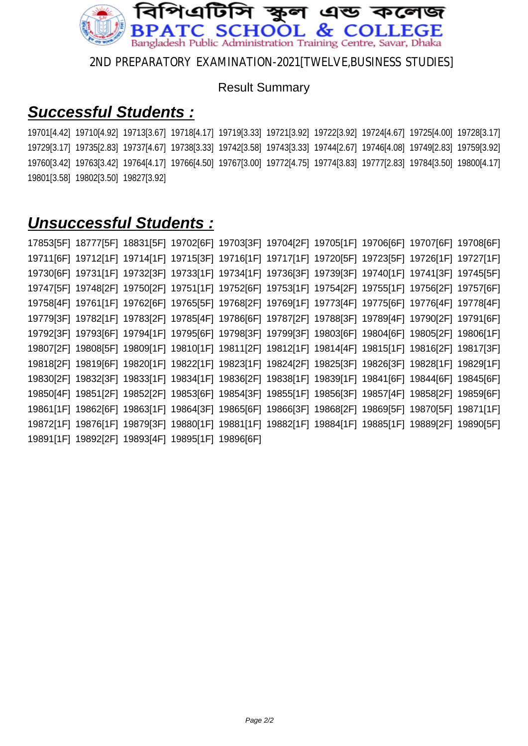বিপিএটিসি স্কুল এন্ড কলেজ

BPATC SCHOOL & COLLEGE

Bangladesh Public Administration Training Centre, Savar, Dhaka

2ND PREPARATORY EXAMINATION-2021[TWELVE,BUSINESS STUDIES]

Result Summary

## ***Successful Students :***

19701[4.42] 19710[4.92] 19713[3.67] 19718[4.17] 19719[3.33] 19721[3.92] 19722[3.92] 19724[4.67] 19725[4.00] 19728[3.17] 19729[3.17] 19735[2.83] 19737[4.67] 19738[3.33] 19742[3.58] 19743[3.33] 19744[2.67] 19746[4.08] 19749[2.83] 19759[3.92] 19760[3.42] 19763[3.42] 19764[4.17] 19766[4.50] 19767[3.00] 19772[4.75] 19774[3.83] 19777[2.83] 19784[3.50] 19800[4.17] 19801[3.58] 19802[3.50] 19827[3.92]

## ***Unsuccessful Students :***

17853[5F] 18777[5F] 18831[5F] 19702[6F] 19703[3F] 19704[2F] 19705[1F] 19706[6F] 19707[6F] 19708[6F] 19711[6F] 19712[1F] 19714[1F] 19715[3F] 19716[1F] 19717[1F] 19720[5F] 19723[5F] 19726[1F] 19727[1F] 19730[6F] 19731[1F] 19732[3F] 19733[1F] 19734[1F] 19736[3F] 19739[3F] 19740[1F] 19741[3F] 19745[5F] 19747[5F] 19748[2F] 19750[2F] 19751[1F] 19752[6F] 19753[1F] 19754[2F] 19755[1F] 19756[2F] 19757[6F] 19758[4F] 19761[1F] 19762[6F] 19765[5F] 19768[2F] 19769[1F] 19773[4F] 19775[6F] 19776[4F] 19778[4F] 19779[3F] 19782[1F] 19783[2F] 19785[4F] 19786[6F] 19787[2F] 19788[3F] 19789[4F] 19790[2F] 19791[6F] 19792[3F] 19793[6F] 19794[1F] 19795[6F] 19798[3F] 19799[3F] 19803[6F] 19804[6F] 19805[2F] 19806[1F] 19807[2F] 19808[5F] 19809[1F] 19810[1F] 19811[2F] 19812[1F] 19814[4F] 19815[1F] 19816[2F] 19817[3F] 19818[2F] 19819[6F] 19820[1F] 19822[1F] 19823[1F] 19824[2F] 19825[3F] 19826[3F] 19828[1F] 19829[1F] 19830[2F] 19832[3F] 19833[1F] 19834[1F] 19836[2F] 19838[1F] 19839[1F] 19841[6F] 19844[6F] 19845[6F] 19850[4F] 19851[2F] 19852[2F] 19853[6F] 19854[3F] 19855[1F] 19856[3F] 19857[4F] 19858[2F] 19859[6F] 19861[1F] 19862[6F] 19863[1F] 19864[3F] 19865[6F] 19866[3F] 19868[2F] 19869[5F] 19870[5F] 19871[1F] 19872[1F] 19876[1F] 19879[3F] 19880[1F] 19881[1F] 19882[1F] 19884[1F] 19885[1F] 19889[2F] 19890[5F] 19891[1F] 19892[2F] 19893[4F] 19895[1F] 19896[6F]